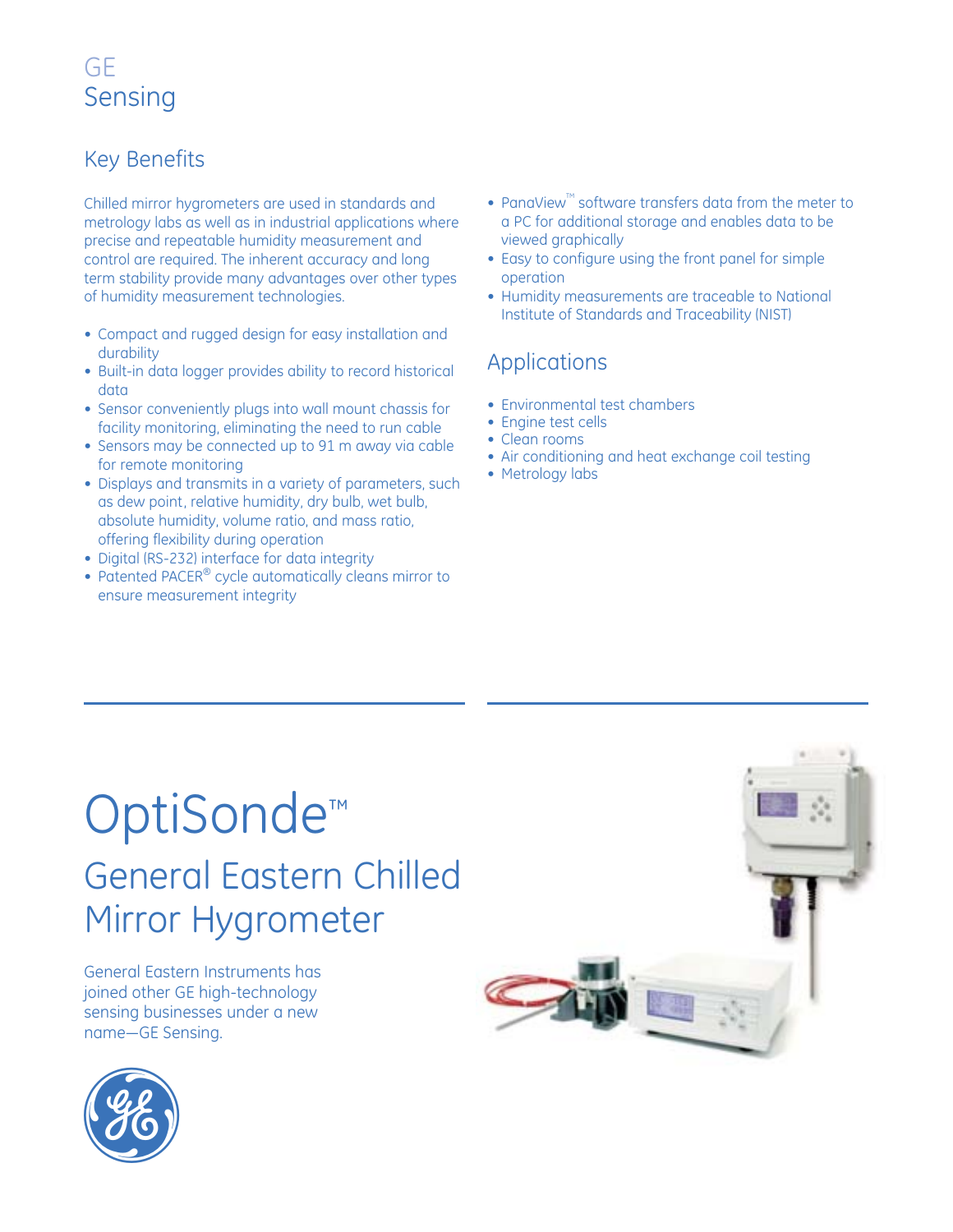GE
Sensing

## Key Benefits

Chilled mirror hygrometers are used in standards and metrology labs as well as in industrial applications where precise and repeatable humidity measurement and control are required. The inherent accuracy and long term stability provide many advantages over other types of humidity measurement technologies.

- Compact and rugged design for easy installation and durability
- Built-in data logger provides ability to record historical data
- Sensor conveniently plugs into wall mount chassis for facility monitoring, eliminating the need to run cable
- Sensors may be connected up to 91 m away via cable for remote monitoring
- Displays and transmits in a variety of parameters, such as dew point, relative humidity, dry bulb, wet bulb, absolute humidity, volume ratio, and mass ratio, offering flexibility during operation
- Digital (RS-232) interface for data integrity
- Patented PACER® cycle automatically cleans mirror to ensure measurement integrity
- PanaView™ software transfers data from the meter to a PC for additional storage and enables data to be viewed graphically
- Easy to configure using the front panel for simple operation
- Humidity measurements are traceable to National Institute of Standards and Traceability (NIST)

## Applications

- Environmental test chambers
- Engine test cells
- Clean rooms
- Air conditioning and heat exchange coil testing
- Metrology labs

# OptiSonde™

## General Eastern Chilled Mirror Hygrometer

General Eastern Instruments has joined other GE high-technology sensing businesses under a new name—GE Sensing.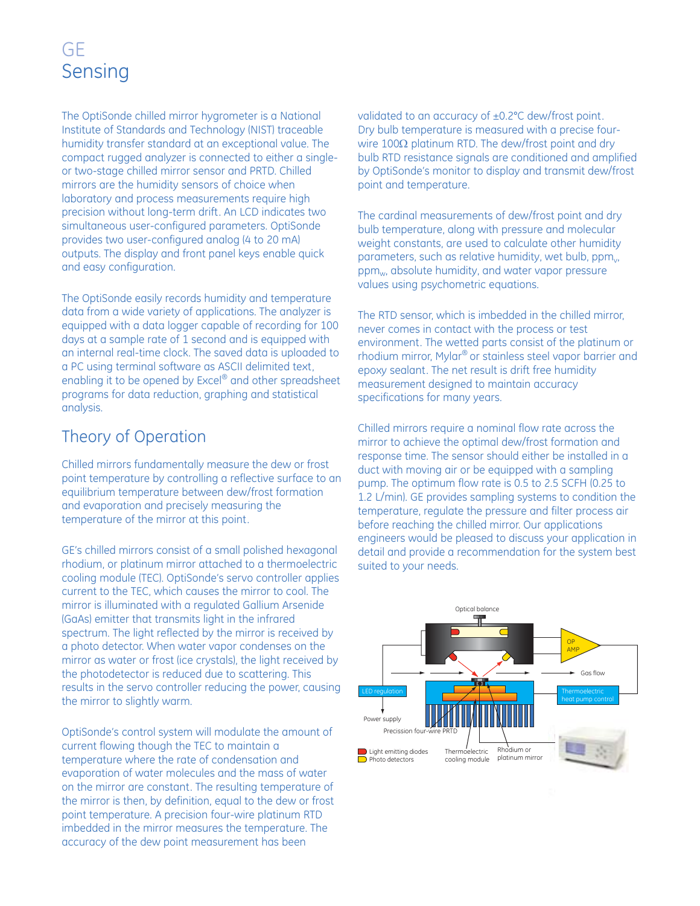# GE Sensing

The OptiSonde chilled mirror hygrometer is a National Institute of Standards and Technology (NIST) traceable humidity transfer standard at an exceptional value. The compact rugged analyzer is connected to either a single- or two-stage chilled mirror sensor and PRTD. Chilled mirrors are the humidity sensors of choice when laboratory and process measurements require high precision without long-term drift. An LCD indicates two simultaneous user-configured parameters. OptiSonde provides two user-configured analog (4 to 20 mA) outputs. The display and front panel keys enable quick and easy configuration.

The OptiSonde easily records humidity and temperature data from a wide variety of applications. The analyzer is equipped with a data logger capable of recording for 100 days at a sample rate of 1 second and is equipped with an internal real-time clock. The saved data is uploaded to a PC using terminal software as ASCII delimited text, enabling it to be opened by Excel® and other spreadsheet programs for data reduction, graphing and statistical analysis.

## Theory of Operation

Chilled mirrors fundamentally measure the dew or frost point temperature by controlling a reflective surface to an equilibrium temperature between dew/frost formation and evaporation and precisely measuring the temperature of the mirror at this point.

GE's chilled mirrors consist of a small polished hexagonal rhodium, or platinum mirror attached to a thermoelectric cooling module (TEC). OptiSonde's servo controller applies current to the TEC, which causes the mirror to cool. The mirror is illuminated with a regulated Gallium Arsenide (GaAs) emitter that transmits light in the infrared spectrum. The light reflected by the mirror is received by a photo detector. When water vapor condenses on the mirror as water or frost (ice crystals), the light received by the photodetector is reduced due to scattering. This results in the servo controller reducing the power, causing the mirror to slightly warm.

OptiSonde's control system will modulate the amount of current flowing though the TEC to maintain a temperature where the rate of condensation and evaporation of water molecules and the mass of water on the mirror are constant. The resulting temperature of the mirror is then, by definition, equal to the dew or frost point temperature. A precision four-wire platinum RTD imbedded in the mirror measures the temperature. The accuracy of the dew point measurement has been validated to an accuracy of ±0.2°C dew/frost point. Dry bulb temperature is measured with a precise four-wire 100Ω platinum RTD. The dew/frost point and dry bulb RTD resistance signals are conditioned and amplified by OptiSonde's monitor to display and transmit dew/frost point and temperature.

The cardinal measurements of dew/frost point and dry bulb temperature, along with pressure and molecular weight constants, are used to calculate other humidity parameters, such as relative humidity, wet bulb, $ppm_v$, $ppm_w$, absolute humidity, and water vapor pressure values using psychometric equations.

The RTD sensor, which is imbedded in the chilled mirror, never comes in contact with the process or test environment. The wetted parts consist of the platinum or rhodium mirror, Mylar® or stainless steel vapor barrier and epoxy sealant. The net result is drift free humidity measurement designed to maintain accuracy specifications for many years.

Chilled mirrors require a nominal flow rate across the mirror to achieve the optimal dew/frost formation and response time. The sensor should either be installed in a duct with moving air or be equipped with a sampling pump. The optimum flow rate is 0.5 to 2.5 SCFH (0.25 to 1.2 L/min). GE provides sampling systems to condition the temperature, regulate the pressure and filter process air before reaching the chilled mirror. Our applications engineers would be pleased to discuss your application in detail and provide a recommendation for the system best suited to your needs.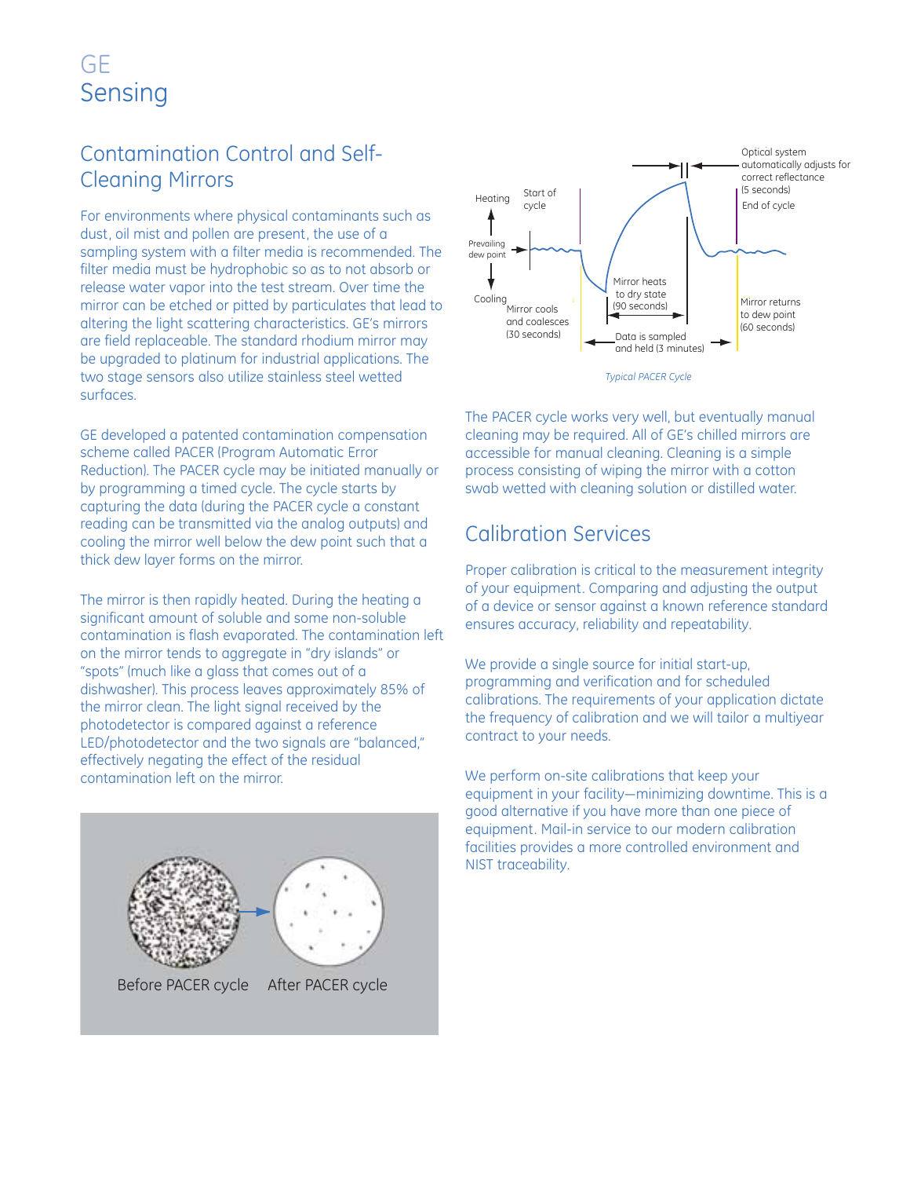## Contamination Control and Self-Cleaning Mirrors

For environments where physical contaminants such as dust, oil mist and pollen are present, the use of a sampling system with a filter media is recommended. The filter media must be hydrophobic so as to not absorb or release water vapor into the test stream. Over time the mirror can be etched or pitted by particulates that lead to altering the light scattering characteristics. GE's mirrors are field replaceable. The standard rhodium mirror may be upgraded to platinum for industrial applications. The two stage sensors also utilize stainless steel wetted surfaces.

GE developed a patented contamination compensation scheme called PACER (Program Automatic Error Reduction). The PACER cycle may be initiated manually or by programming a timed cycle. The cycle starts by capturing the data (during the PACER cycle a constant reading can be transmitted via the analog outputs) and cooling the mirror well below the dew point such that a thick dew layer forms on the mirror.

The mirror is then rapidly heated. During the heating a significant amount of soluble and some non-soluble contamination is flash evaporated. The contamination left on the mirror tends to aggregate in "dry islands" or "spots" (much like a glass that comes out of a dishwasher). This process leaves approximately 85% of the mirror clean. The light signal received by the photodetector is compared against a reference LED/photodetector and the two signals are "balanced," effectively negating the effect of the residual contamination left on the mirror.

Before PACER cycle After PACER cycle

Heating | Start of cycle | Prevailing dew point | Cooling | Mirror cools and coalesces (30 seconds) | Mirror heats to dry state (90 seconds) | Data is sampled and held (3 minutes) | Optical system automatically adjusts for correct reflectance (5 seconds) | End of cycle | Mirror returns to dew point (60 seconds)

*Typical PACER Cycle*

The PACER cycle works very well, but eventually manual cleaning may be required. All of GE's chilled mirrors are accessible for manual cleaning. Cleaning is a simple process consisting of wiping the mirror with a cotton swab wetted with cleaning solution or distilled water.

## Calibration Services

Proper calibration is critical to the measurement integrity of your equipment. Comparing and adjusting the output of a device or sensor against a known reference standard ensures accuracy, reliability and repeatability.

We provide a single source for initial start-up, programming and verification and for scheduled calibrations. The requirements of your application dictate the frequency of calibration and we will tailor a multiyear contract to your needs.

We perform on-site calibrations that keep your equipment in your facility—minimizing downtime. This is a good alternative if you have more than one piece of equipment. Mail-in service to our modern calibration facilities provides a more controlled environment and NIST traceability.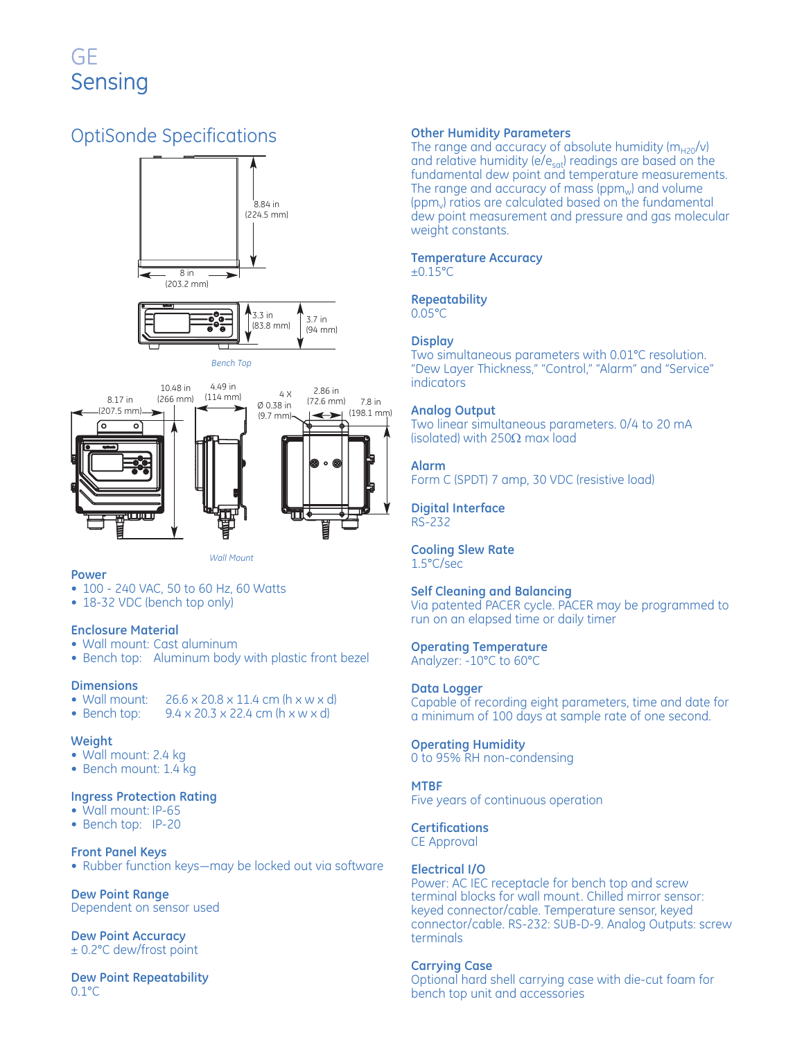GE
Sensing

## OptiSonde Specifications

8.84 in (224.5 mm)
8 in (203.2 mm)
3.3 in (83.8 mm)
3.7 in (94 mm)

*Bench Top*

8.17 in (207.5 mm)
10.48 in (266 mm)
4.49 in (114 mm)
4 X Ø 0.38 in (9.7 mm)
2.86 in (72.6 mm)
7.8 in (198.1 mm)

*Wall Mount*

### Power
- 100 - 240 VAC, 50 to 60 Hz, 60 Watts
- 18-32 VDC (bench top only)

### Enclosure Material
- Wall mount: Cast aluminum
- Bench top: Aluminum body with plastic front bezel

### Dimensions
- Wall mount: 26.6 x 20.8 x 11.4 cm (h x w x d)
- Bench top: 9.4 x 20.3 x 22.4 cm (h x w x d)

### Weight
- Wall mount: 2.4 kg
- Bench mount: 1.4 kg

### Ingress Protection Rating
- Wall mount: IP-65
- Bench top: IP-20

### Front Panel Keys
- Rubber function keys—may be locked out via software

### Dew Point Range
Dependent on sensor used

### Dew Point Accuracy
± 0.2°C dew/frost point

### Dew Point Repeatability
0.1°C

### Other Humidity Parameters
The range and accuracy of absolute humidity ($m_{H2O}/v$) and relative humidity ($e/e_{sat}$) readings are based on the fundamental dew point and temperature measurements. The range and accuracy of mass ($ppm_w$) and volume ($ppm_v$) ratios are calculated based on the fundamental dew point measurement and pressure and gas molecular weight constants.

### Temperature Accuracy
±0.15°C

### Repeatability
0.05°C

### Display
Two simultaneous parameters with 0.01°C resolution. "Dew Layer Thickness," "Control," "Alarm" and "Service" indicators

### Analog Output
Two linear simultaneous parameters. 0/4 to 20 mA (isolated) with 250Ω max load

### Alarm
Form C (SPDT) 7 amp, 30 VDC (resistive load)

### Digital Interface
RS-232

### Cooling Slew Rate
1.5°C/sec

### Self Cleaning and Balancing
Via patented PACER cycle. PACER may be programmed to run on an elapsed time or daily timer

### Operating Temperature
Analyzer: -10°C to 60°C

### Data Logger
Capable of recording eight parameters, time and date for a minimum of 100 days at sample rate of one second.

### Operating Humidity
0 to 95% RH non-condensing

### MTBF
Five years of continuous operation

### Certifications
CE Approval

### Electrical I/O
Power: AC IEC receptacle for bench top and screw terminal blocks for wall mount. Chilled mirror sensor: keyed connector/cable. Temperature sensor, keyed connector/cable. RS-232: SUB-D-9. Analog Outputs: screw terminals

### Carrying Case
Optional hard shell carrying case with die-cut foam for bench top unit and accessories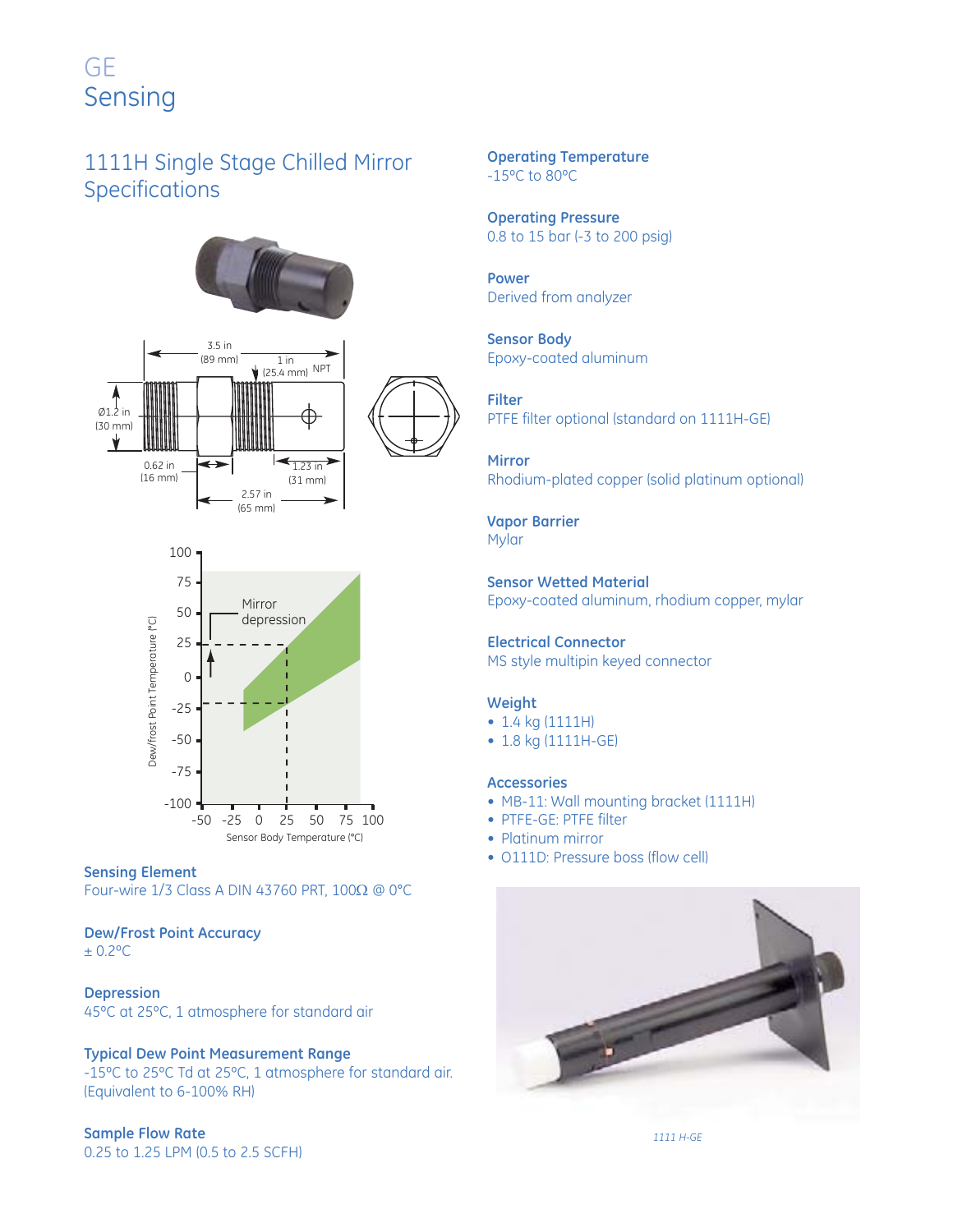GE
Sensing

# 1111H Single Stage Chilled Mirror Specifications

### Sensing Element
Four-wire 1/3 Class A DIN 43760 PRT, 100Ω @ 0°C

### Dew/Frost Point Accuracy
± 0.2°C

### Depression
45°C at 25°C, 1 atmosphere for standard air

### Typical Dew Point Measurement Range
-15°C to 25°C Td at 25°C, 1 atmosphere for standard air. (Equivalent to 6-100% RH)

### Sample Flow Rate
0.25 to 1.25 LPM (0.5 to 2.5 SCFH)

### Operating Temperature
-15°C to 80°C

### Operating Pressure
0.8 to 15 bar (-3 to 200 psig)

### Power
Derived from analyzer

### Sensor Body
Epoxy-coated aluminum

### Filter
PTFE filter optional (standard on 1111H-GE)

### Mirror
Rhodium-plated copper (solid platinum optional)

### Vapor Barrier
Mylar

### Sensor Wetted Material
Epoxy-coated aluminum, rhodium copper, mylar

### Electrical Connector
MS style multipin keyed connector

### Weight
- 1.4 kg (1111H)
- 1.8 kg (1111H-GE)

### Accessories
- MB-11: Wall mounting bracket (1111H)
- PTFE-GE: PTFE filter
- Platinum mirror
- O111D: Pressure boss (flow cell)

*1111 H-GE*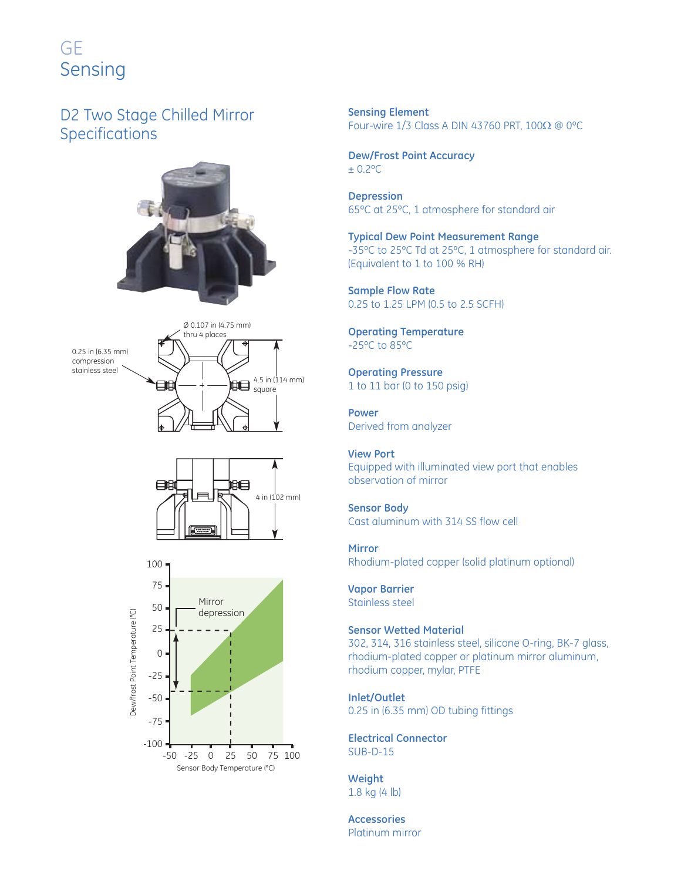GE
Sensing

# D2 Two Stage Chilled Mirror Specifications

Ø 0.107 in (4.75 mm) thru 4 places

0.25 in (6.35 mm) compression stainless steel

4.5 in (114 mm) square

4 in (102 mm)

Mirror depression

Dew/frost Point Temperature (°C)

Sensor Body Temperature (°C)

**Sensing Element**
Four-wire 1/3 Class A DIN 43760 PRT, 100Ω @ 0°C

**Dew/Frost Point Accuracy**
± 0.2°C

**Depression**
65°C at 25°C, 1 atmosphere for standard air

**Typical Dew Point Measurement Range**
-35°C to 25°C Td at 25°C, 1 atmosphere for standard air. (Equivalent to 1 to 100 % RH)

**Sample Flow Rate**
0.25 to 1.25 LPM (0.5 to 2.5 SCFH)

**Operating Temperature**
-25°C to 85°C

**Operating Pressure**
1 to 11 bar (0 to 150 psig)

**Power**
Derived from analyzer

**View Port**
Equipped with illuminated view port that enables observation of mirror

**Sensor Body**
Cast aluminum with 314 SS flow cell

**Mirror**
Rhodium-plated copper (solid platinum optional)

**Vapor Barrier**
Stainless steel

**Sensor Wetted Material**
302, 314, 316 stainless steel, silicone O-ring, BK-7 glass, rhodium-plated copper or platinum mirror aluminum, rhodium copper, mylar, PTFE

**Inlet/Outlet**
0.25 in (6.35 mm) OD tubing fittings

**Electrical Connector**
SUB-D-15

**Weight**
1.8 kg (4 lb)

**Accessories**
Platinum mirror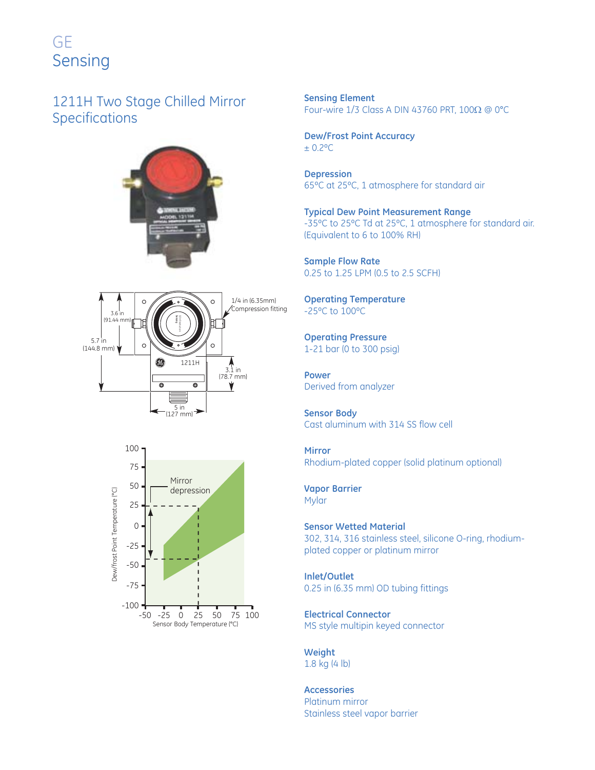GE
Sensing

# 1211H Two Stage Chilled Mirror Specifications

1/4 in (6.35mm) Compression fitting

3.6 in (91.44 mm)

5.7 in (144.8 mm)

3.1 in (78.7 mm)

5 in (127 mm)

1211H

Mirror depression

Dew/frost Point Temperature (°C)

Sensor Body Temperature (°C)

**Sensing Element**
Four-wire 1/3 Class A DIN 43760 PRT, 100Ω @ 0°C

**Dew/Frost Point Accuracy**
± 0.2°C

**Depression**
65°C at 25°C, 1 atmosphere for standard air

**Typical Dew Point Measurement Range**
-35°C to 25°C Td at 25°C, 1 atmosphere for standard air. (Equivalent to 6 to 100% RH)

**Sample Flow Rate**
0.25 to 1.25 LPM (0.5 to 2.5 SCFH)

**Operating Temperature**
-25°C to 100°C

**Operating Pressure**
1-21 bar (0 to 300 psig)

**Power**
Derived from analyzer

**Sensor Body**
Cast aluminum with 314 SS flow cell

**Mirror**
Rhodium-plated copper (solid platinum optional)

**Vapor Barrier**
Mylar

**Sensor Wetted Material**
302, 314, 316 stainless steel, silicone O-ring, rhodium-plated copper or platinum mirror

**Inlet/Outlet**
0.25 in (6.35 mm) OD tubing fittings

**Electrical Connector**
MS style multipin keyed connector

**Weight**
1.8 kg (4 lb)

**Accessories**
Platinum mirror
Stainless steel vapor barrier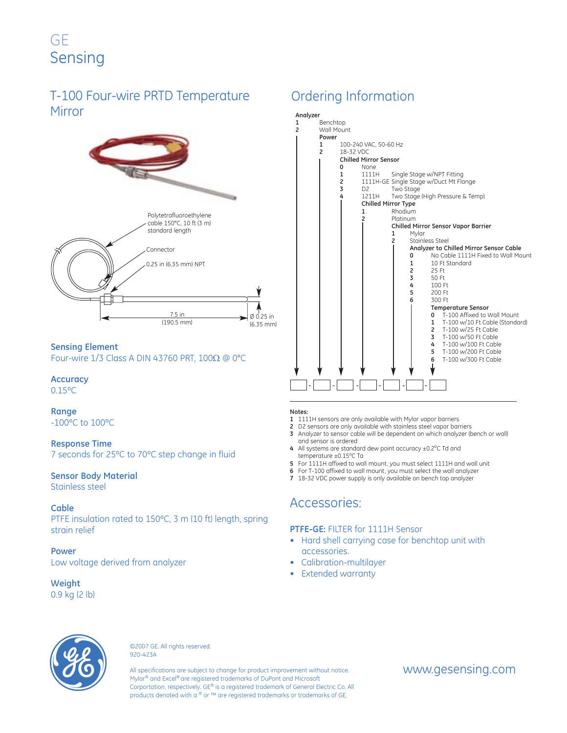GE
Sensing

## T-100 Four-wire PRTD Temperature Mirror

Polytetrafluoroethylene cable 150°C, 10 ft (3 m) standard length

Connector

0.25 in (6.35 mm) NPT

7.5 in (190.5 mm)

Ø 0.25 in (6.35 mm)

### Sensing Element
Four-wire 1/3 Class A DIN 43760 PRT, 100Ω @ 0°C

### Accuracy
0.15°C

### Range
-100°C to 100°C

### Response Time
7 seconds for 25°C to 70°C step change in fluid

### Sensor Body Material
Stainless steel

### Cable
PTFE insulation rated to 150°C, 3 m (10 ft) length, spring strain relief

### Power
Low voltage derived from analyzer

### Weight
0.9 kg (2 lb)

## Ordering Information

**Analyzer**
- 1 Benchtop
- 2 Wall Mount

**Power**
- 1 100-240 VAC, 50-60 Hz
- 2 18-32 VDC

**Chilled Mirror Sensor**
- 0 None
- 1 1111H Single Stage w/NPT Fitting
- 2 1111H-GE Single Stage w/Duct Mt Flange
- 3 D2 Two Stage
- 4 1211H Two Stage (High Pressure & Temp)

**Chilled Mirror Type**
- 1 Rhodium
- 2 Platinum

**Chilled Mirror Sensor Vapor Barrier**
- 1 Mylar
- 2 Stainless Steel

**Analyzer to Chilled Mirror Sensor Cable**
- 0 No Cable 1111H Fixed to Wall Mount
- 1 10 Ft Standard
- 2 25 Ft
- 3 50 Ft
- 4 100 Ft
- 5 200 Ft
- 6 300 Ft

**Temperature Sensor**
- 0 T-100 Affixed to Wall Mount
- 1 T-100 w/10 Ft Cable (Standard)
- 2 T-100 w/25 Ft Cable
- 3 T-100 w/50 Ft Cable
- 4 T-100 w/100 Ft Cable
- 5 T-100 w/200 Ft Cable
- 6 T-100 w/300 Ft Cable

☐ - ☐ - ☐ - ☐ - ☐ - ☐ - ☐

**Notes:**
1. 1111H sensors are only available with Mylar vapor barriers
2. D2 sensors are only available with stainless steel vapor barriers
3. Analyzer to sensor cable will be dependent on which analyzer (bench or wall) and sensor is ordered
4. All systems are standard dew point accuracy ±0.2°C Td and temperature ±0.15°C Ta
5. For 1111H affixed to wall mount, you must select 1111H and wall unit
6. For T-100 affixed to wall mount, you must select the wall analyzer
7. 18-32 VDC power supply is only available on bench top analyzer

## Accessories:

**PTFE-GE:** FILTER for 1111H Sensor
- Hard shell carrying case for benchtop unit with accessories.
- Calibration-multilayer
- Extended warranty

©2007 GE. All rights reserved.
920-423A

All specifications are subject to change for product improvement without notice. Mylar® and Excel® are registered trademarks of DuPont and Microsoft Corportation, respectively. GE® is a registered trademark of General Electric Co. All products denoted with a ® or ™ are registered trademarks or trademarks of GE.

www.gesensing.com